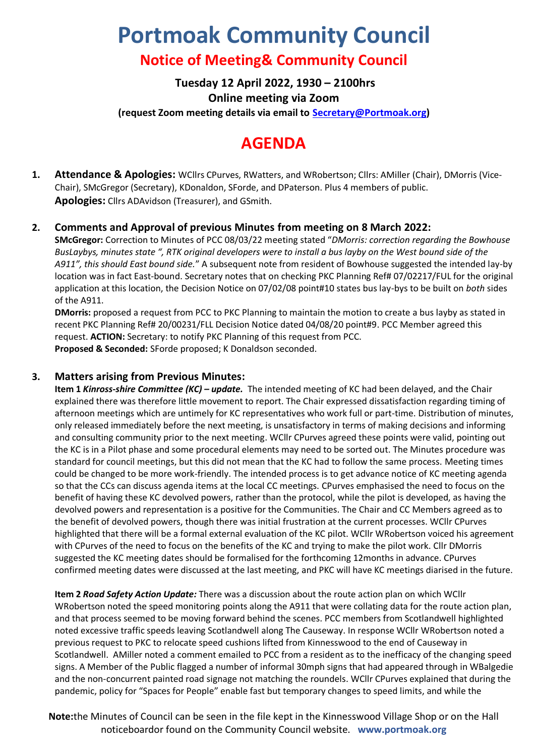# Portmoak Community Council

## Notice of Meeting& Community Council

**Tuesday 12 April 2022, 1930 – 2100hrs**
**Online meeting via Zoom**
**(request Zoom meeting details via email to Secretary@Portmoak.org)**

# AGENDA

1. **Attendance & Apologies:** WCllrs CPurves, RWatters, and WRobertson; Cllrs: AMiller (Chair), DMorris (Vice-Chair), SMcGregor (Secretary), KDonaldon, SForde, and DPaterson. Plus 4 members of public.
   **Apologies:** Cllrs ADAvidson (Treasurer), and GSmith.

2. **Comments and Approval of previous Minutes from meeting on 8 March 2022:**
   **SMcGregor:** Correction to Minutes of PCC 08/03/22 meeting stated "*DMorris: correction regarding the Bowhouse BusLaybys, minutes state ", RTK original developers were to install a bus layby on the West bound side of the A911", this should East bound side.*" A subsequent note from resident of Bowhouse suggested the intended lay-by location was in fact East-bound. Secretary notes that on checking PKC Planning Ref# 07/02217/FUL for the original application at this location, the Decision Notice on 07/02/08 point#10 states bus lay-bys to be built on *both* sides of the A911.
   **DMorris:** proposed a request from PCC to PKC Planning to maintain the motion to create a bus layby as stated in recent PKC Planning Ref# 20/00231/FLL Decision Notice dated 04/08/20 point#9. PCC Member agreed this request. **ACTION:** Secretary: to notify PKC Planning of this request from PCC.
   **Proposed & Seconded:** SForde proposed; K Donaldson seconded.

3. **Matters arising from Previous Minutes:**
   **Item 1 *Kinross-shire Committee (KC) – update.*** The intended meeting of KC had been delayed, and the Chair explained there was therefore little movement to report. The Chair expressed dissatisfaction regarding timing of afternoon meetings which are untimely for KC representatives who work full or part-time. Distribution of minutes, only released immediately before the next meeting, is unsatisfactory in terms of making decisions and informing and consulting community prior to the next meeting. WCllr CPurves agreed these points were valid, pointing out the KC is in a Pilot phase and some procedural elements may need to be sorted out. The Minutes procedure was standard for council meetings, but this did not mean that the KC had to follow the same process. Meeting times could be changed to be more work-friendly. The intended process is to get advance notice of KC meeting agenda so that the CCs can discuss agenda items at the local CC meetings. CPurves emphasised the need to focus on the benefit of having these KC devolved powers, rather than the protocol, while the pilot is developed, as having the devolved powers and representation is a positive for the Communities. The Chair and CC Members agreed as to the benefit of devolved powers, though there was initial frustration at the current processes. WCllr CPurves highlighted that there will be a formal external evaluation of the KC pilot. WCllr WRobertson voiced his agreement with CPurves of the need to focus on the benefits of the KC and trying to make the pilot work. Cllr DMorris suggested the KC meeting dates should be formalised for the forthcoming 12months in advance. CPurves confirmed meeting dates were discussed at the last meeting, and PKC will have KC meetings diarised in the future.

   **Item 2 *Road Safety Action Update:*** There was a discussion about the route action plan on which WCllr WRobertson noted the speed monitoring points along the A911 that were collating data for the route action plan, and that process seemed to be moving forward behind the scenes. PCC members from Scotlandwell highlighted noted excessive traffic speeds leaving Scotlandwell along The Causeway. In response WCllr WRobertson noted a previous request to PKC to relocate speed cushions lifted from Kinnesswood to the end of Causeway in Scotlandwell. AMiller noted a comment emailed to PCC from a resident as to the inefficacy of the changing speed signs. A Member of the Public flagged a number of informal 30mph signs that had appeared through in WBalgedie and the non-concurrent painted road signage not matching the roundels. WCllr CPurves explained that during the pandemic, policy for "Spaces for People" enable fast but temporary changes to speed limits, and while the

**Note:**the Minutes of Council can be seen in the file kept in the Kinnesswood Village Shop or on the Hall noticeboardor found on the Community Council website. **www.portmoak.org**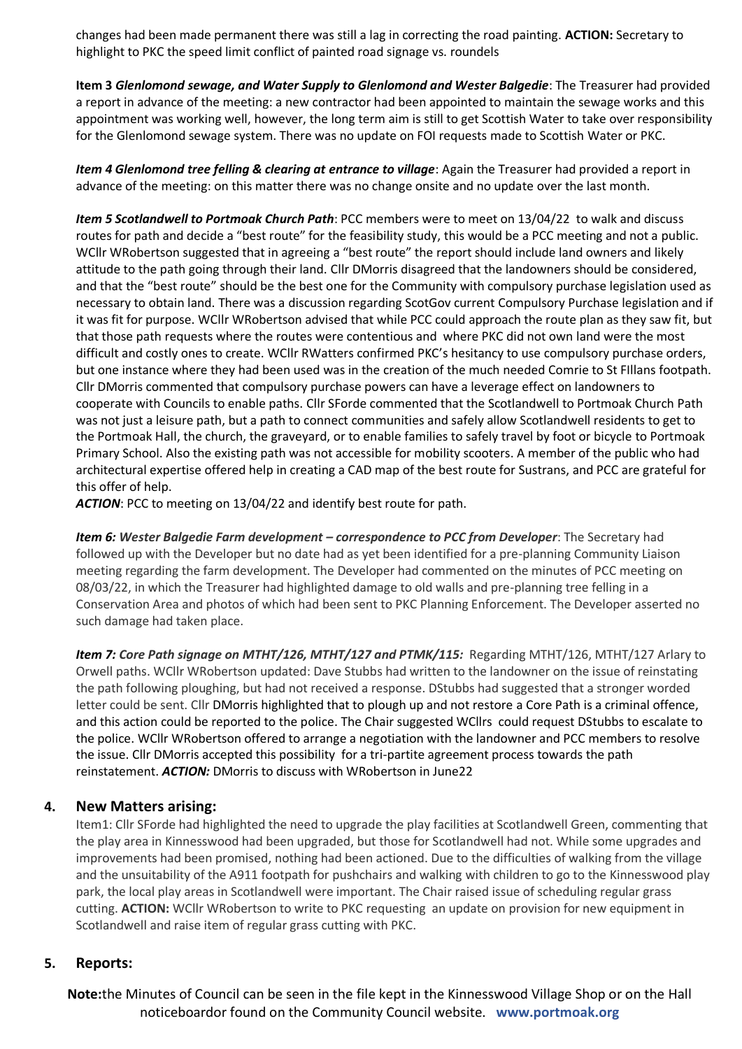changes had been made permanent there was still a lag in correcting the road painting. **ACTION:** Secretary to highlight to PKC the speed limit conflict of painted road signage vs. roundels

**Item 3** ***Glenlomond sewage, and Water Supply to Glenlomond and Wester Balgedie***: The Treasurer had provided a report in advance of the meeting: a new contractor had been appointed to maintain the sewage works and this appointment was working well, however, the long term aim is still to get Scottish Water to take over responsibility for the Glenlomond sewage system. There was no update on FOI requests made to Scottish Water or PKC.

***Item 4 Glenlomond tree felling & clearing at entrance to village***: Again the Treasurer had provided a report in advance of the meeting: on this matter there was no change onsite and no update over the last month.

***Item 5 Scotlandwell to Portmoak Church Path***: PCC members were to meet on 13/04/22 to walk and discuss routes for path and decide a "best route" for the feasibility study, this would be a PCC meeting and not a public. WCllr WRobertson suggested that in agreeing a "best route" the report should include land owners and likely attitude to the path going through their land. Cllr DMorris disagreed that the landowners should be considered, and that the "best route" should be the best one for the Community with compulsory purchase legislation used as necessary to obtain land. There was a discussion regarding ScotGov current Compulsory Purchase legislation and if it was fit for purpose. WCllr WRobertson advised that while PCC could approach the route plan as they saw fit, but that those path requests where the routes were contentious and where PKC did not own land were the most difficult and costly ones to create. WCllr RWatters confirmed PKC's hesitancy to use compulsory purchase orders, but one instance where they had been used was in the creation of the much needed Comrie to St FIllans footpath. Cllr DMorris commented that compulsory purchase powers can have a leverage effect on landowners to cooperate with Councils to enable paths. Cllr SForde commented that the Scotlandwell to Portmoak Church Path was not just a leisure path, but a path to connect communities and safely allow Scotlandwell residents to get to the Portmoak Hall, the church, the graveyard, or to enable families to safely travel by foot or bicycle to Portmoak Primary School. Also the existing path was not accessible for mobility scooters. A member of the public who had architectural expertise offered help in creating a CAD map of the best route for Sustrans, and PCC are grateful for this offer of help.

***ACTION***: PCC to meeting on 13/04/22 and identify best route for path.

***Item 6: Wester Balgedie Farm development – correspondence to PCC from Developer***: The Secretary had followed up with the Developer but no date had as yet been identified for a pre-planning Community Liaison meeting regarding the farm development. The Developer had commented on the minutes of PCC meeting on 08/03/22, in which the Treasurer had highlighted damage to old walls and pre-planning tree felling in a Conservation Area and photos of which had been sent to PKC Planning Enforcement. The Developer asserted no such damage had taken place.

***Item 7: Core Path signage on MTHT/126, MTHT/127 and PTMK/115:*** Regarding MTHT/126, MTHT/127 Arlary to Orwell paths. WCllr WRobertson updated: Dave Stubbs had written to the landowner on the issue of reinstating the path following ploughing, but had not received a response. DStubbs had suggested that a stronger worded letter could be sent. Cllr DMorris highlighted that to plough up and not restore a Core Path is a criminal offence, and this action could be reported to the police. The Chair suggested WCllrs could request DStubbs to escalate to the police. WCllr WRobertson offered to arrange a negotiation with the landowner and PCC members to resolve the issue. Cllr DMorris accepted this possibility for a tri-partite agreement process towards the path reinstatement. ***ACTION:*** DMorris to discuss with WRobertson in June22

## 4. New Matters arising:

Item1: Cllr SForde had highlighted the need to upgrade the play facilities at Scotlandwell Green, commenting that the play area in Kinnesswood had been upgraded, but those for Scotlandwell had not. While some upgrades and improvements had been promised, nothing had been actioned. Due to the difficulties of walking from the village and the unsuitability of the A911 footpath for pushchairs and walking with children to go to the Kinnesswood play park, the local play areas in Scotlandwell were important. The Chair raised issue of scheduling regular grass cutting. **ACTION:** WCllr WRobertson to write to PKC requesting an update on provision for new equipment in Scotlandwell and raise item of regular grass cutting with PKC.

## 5. Reports:

**Note:** the Minutes of Council can be seen in the file kept in the Kinnesswood Village Shop or on the Hall noticeboardor found on the Community Council website. **www.portmoak.org**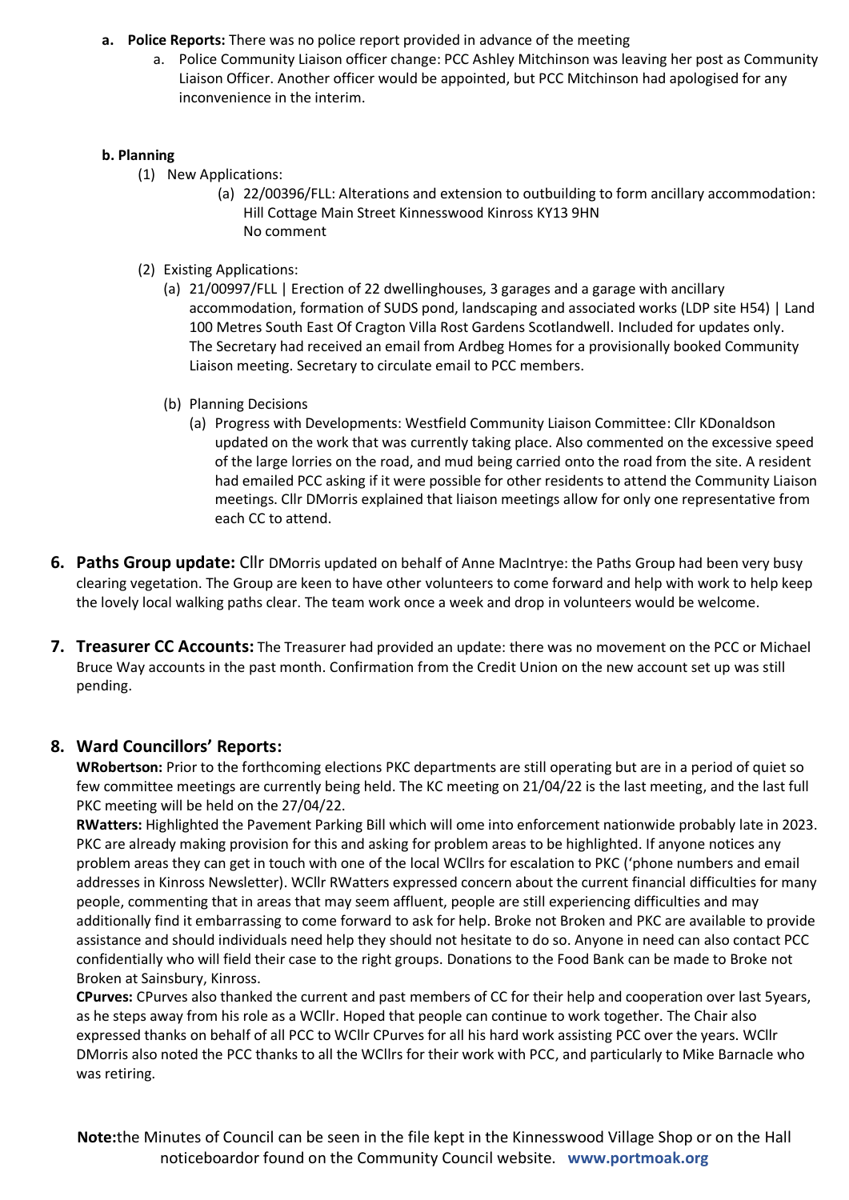a. **Police Reports:** There was no police report provided in advance of the meeting
   a. Police Community Liaison officer change: PCC Ashley Mitchinson was leaving her post as Community Liaison Officer. Another officer would be appointed, but PCC Mitchinson had apologised for any inconvenience in the interim.

**b. Planning**

(1) New Applications:
   (a) 22/00396/FLL: Alterations and extension to outbuilding to form ancillary accommodation: Hill Cottage Main Street Kinnesswood Kinross KY13 9HN
   No comment

(2) Existing Applications:
   (a) 21/00997/FLL | Erection of 22 dwellinghouses, 3 garages and a garage with ancillary accommodation, formation of SUDS pond, landscaping and associated works (LDP site H54) | Land 100 Metres South East Of Cragton Villa Rost Gardens Scotlandwell. Included for updates only. The Secretary had received an email from Ardbeg Homes for a provisionally booked Community Liaison meeting. Secretary to circulate email to PCC members.

   (b) Planning Decisions
      (a) Progress with Developments: Westfield Community Liaison Committee: Cllr KDonaldson updated on the work that was currently taking place. Also commented on the excessive speed of the large lorries on the road, and mud being carried onto the road from the site. A resident had emailed PCC asking if it were possible for other residents to attend the Community Liaison meetings. Cllr DMorris explained that liaison meetings allow for only one representative from each CC to attend.

## 6. Paths Group update:

Cllr DMorris updated on behalf of Anne MacIntrye: the Paths Group had been very busy clearing vegetation. The Group are keen to have other volunteers to come forward and help with work to help keep the lovely local walking paths clear. The team work once a week and drop in volunteers would be welcome.

## 7. Treasurer CC Accounts:

The Treasurer had provided an update: there was no movement on the PCC or Michael Bruce Way accounts in the past month. Confirmation from the Credit Union on the new account set up was still pending.

## 8. Ward Councillors' Reports:

**WRobertson:** Prior to the forthcoming elections PKC departments are still operating but are in a period of quiet so few committee meetings are currently being held. The KC meeting on 21/04/22 is the last meeting, and the last full PKC meeting will be held on the 27/04/22.

**RWatters:** Highlighted the Pavement Parking Bill which will ome into enforcement nationwide probably late in 2023. PKC are already making provision for this and asking for problem areas to be highlighted. If anyone notices any problem areas they can get in touch with one of the local WCllrs for escalation to PKC ('phone numbers and email addresses in Kinross Newsletter). WCllr RWatters expressed concern about the current financial difficulties for many people, commenting that in areas that may seem affluent, people are still experiencing difficulties and may additionally find it embarrassing to come forward to ask for help. Broke not Broken and PKC are available to provide assistance and should individuals need help they should not hesitate to do so. Anyone in need can also contact PCC confidentially who will field their case to the right groups. Donations to the Food Bank can be made to Broke not Broken at Sainsbury, Kinross.

**CPurves:** CPurves also thanked the current and past members of CC for their help and cooperation over last 5years, as he steps away from his role as a WCllr. Hoped that people can continue to work together. The Chair also expressed thanks on behalf of all PCC to WCllr CPurves for all his hard work assisting PCC over the years. WCllr DMorris also noted the PCC thanks to all the WCllrs for their work with PCC, and particularly to Mike Barnacle who was retiring.

**Note:**the Minutes of Council can be seen in the file kept in the Kinnesswood Village Shop or on the Hall noticeboardor found on the Community Council website. **www.portmoak.org**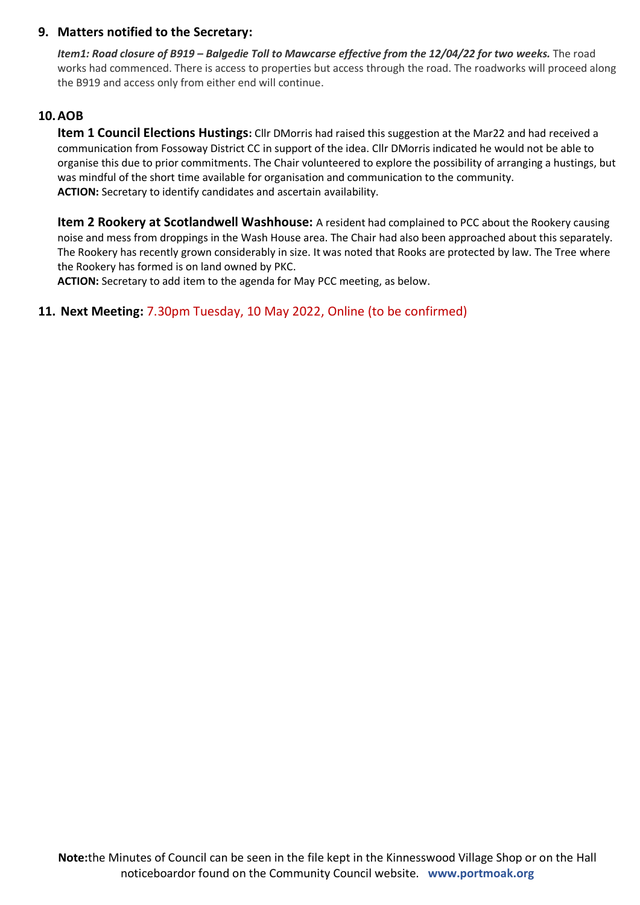## 9. Matters notified to the Secretary:

***Item1: Road closure of B919 – Balgedie Toll to Mawcarse effective from the 12/04/22 for two weeks.*** The road works had commenced. There is access to properties but access through the road. The roadworks will proceed along the B919 and access only from either end will continue.

## 10. AOB

**Item 1 Council Elections Hustings:** Cllr DMorris had raised this suggestion at the Mar22 and had received a communication from Fossoway District CC in support of the idea. Cllr DMorris indicated he would not be able to organise this due to prior commitments. The Chair volunteered to explore the possibility of arranging a hustings, but was mindful of the short time available for organisation and communication to the community.
**ACTION:** Secretary to identify candidates and ascertain availability.

**Item 2 Rookery at Scotlandwell Washhouse:** A resident had complained to PCC about the Rookery causing noise and mess from droppings in the Wash House area. The Chair had also been approached about this separately. The Rookery has recently grown considerably in size. It was noted that Rooks are protected by law. The Tree where the Rookery has formed is on land owned by PKC.
**ACTION:** Secretary to add item to the agenda for May PCC meeting, as below.

## 11. Next Meeting: 7.30pm Tuesday, 10 May 2022, Online (to be confirmed)

**Note:**the Minutes of Council can be seen in the file kept in the Kinnesswood Village Shop or on the Hall noticeboardor found on the Community Council website. **www.portmoak.org**